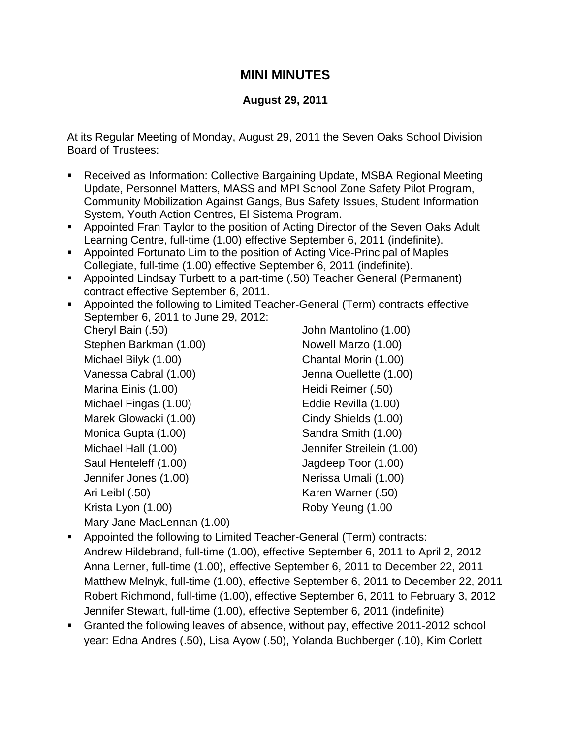# MINI MINUTES

### August 29, 2011

At its Regular Meeting of Monday, August 29, 2011 the Seven Oaks School Division Board of Trustees:

- Received as Information: Collective Bargaining Update, MSBA Regional Meeting Update, Personnel Matters, MASS and MPI School Zone Safety Pilot Program, Community Mobilization Against Gangs, Bus Safety Issues, Student Information System, Youth Action Centres, El Sistema Program.
- Appointed Fran Taylor to the position of Acting Director of the Seven Oaks Adult Learning Centre, full-time (1.00) effective September 6, 2011 (indefinite).
- Appointed Fortunato Lim to the position of Acting Vice-Principal of Maples Collegiate, full-time (1.00) effective September 6, 2011 (indefinite).
- Appointed Lindsay Turbett to a part-time (.50) Teacher General (Permanent) contract effective September 6, 2011.
- Appointed the following to Limited Teacher-General (Term) contracts effective September 6, 2011 to June 29, 2012:
  Cheryl Bain (.50)
  Stephen Barkman (1.00)
  Michael Bilyk (1.00)
  Vanessa Cabral (1.00)
  Marina Einis (1.00)
  Michael Fingas (1.00)
  Marek Glowacki (1.00)
  Monica Gupta (1.00)
  Michael Hall (1.00)
  Saul Henteleff (1.00)
  Jennifer Jones (1.00)
  Ari Leibl (.50)
  Krista Lyon (1.00)
  Mary Jane MacLennan (1.00)
  John Mantolino (1.00)
  Nowell Marzo (1.00)
  Chantal Morin (1.00)
  Jenna Ouellette (1.00)
  Heidi Reimer (.50)
  Eddie Revilla (1.00)
  Cindy Shields (1.00)
  Sandra Smith (1.00)
  Jennifer Streilein (1.00)
  Jagdeep Toor (1.00)
  Nerissa Umali (1.00)
  Karen Warner (.50)
  Roby Yeung (1.00
- Appointed the following to Limited Teacher-General (Term) contracts:
  Andrew Hildebrand, full-time (1.00), effective September 6, 2011 to April 2, 2012
  Anna Lerner, full-time (1.00), effective September 6, 2011 to December 22, 2011
  Matthew Melnyk, full-time (1.00), effective September 6, 2011 to December 22, 2011
  Robert Richmond, full-time (1.00), effective September 6, 2011 to February 3, 2012
  Jennifer Stewart, full-time (1.00), effective September 6, 2011 (indefinite)
- Granted the following leaves of absence, without pay, effective 2011-2012 school year: Edna Andres (.50), Lisa Ayow (.50), Yolanda Buchberger (.10), Kim Corlett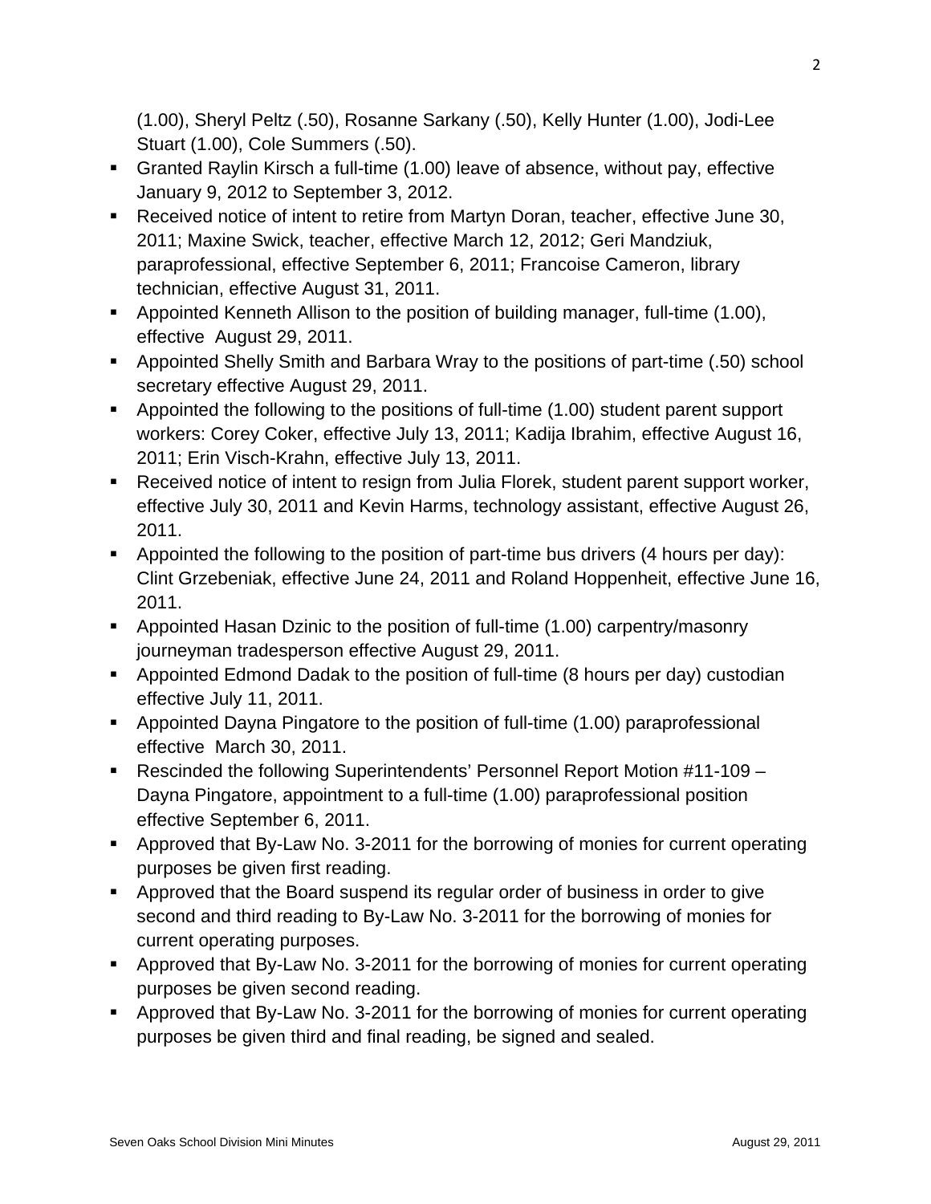(1.00), Sheryl Peltz (.50), Rosanne Sarkany (.50), Kelly Hunter (1.00), Jodi-Lee Stuart (1.00), Cole Summers (.50).

- Granted Raylin Kirsch a full-time (1.00) leave of absence, without pay, effective January 9, 2012 to September 3, 2012.
- Received notice of intent to retire from Martyn Doran, teacher, effective June 30, 2011; Maxine Swick, teacher, effective March 12, 2012; Geri Mandziuk, paraprofessional, effective September 6, 2011; Francoise Cameron, library technician, effective August 31, 2011.
- Appointed Kenneth Allison to the position of building manager, full-time (1.00), effective August 29, 2011.
- Appointed Shelly Smith and Barbara Wray to the positions of part-time (.50) school secretary effective August 29, 2011.
- Appointed the following to the positions of full-time (1.00) student parent support workers: Corey Coker, effective July 13, 2011; Kadija Ibrahim, effective August 16, 2011; Erin Visch-Krahn, effective July 13, 2011.
- Received notice of intent to resign from Julia Florek, student parent support worker, effective July 30, 2011 and Kevin Harms, technology assistant, effective August 26, 2011.
- Appointed the following to the position of part-time bus drivers (4 hours per day): Clint Grzebeniak, effective June 24, 2011 and Roland Hoppenheit, effective June 16, 2011.
- Appointed Hasan Dzinic to the position of full-time (1.00) carpentry/masonry journeyman tradesperson effective August 29, 2011.
- Appointed Edmond Dadak to the position of full-time (8 hours per day) custodian effective July 11, 2011.
- Appointed Dayna Pingatore to the position of full-time (1.00) paraprofessional effective March 30, 2011.
- Rescinded the following Superintendents' Personnel Report Motion #11-109 – Dayna Pingatore, appointment to a full-time (1.00) paraprofessional position effective September 6, 2011.
- Approved that By-Law No. 3-2011 for the borrowing of monies for current operating purposes be given first reading.
- Approved that the Board suspend its regular order of business in order to give second and third reading to By-Law No. 3-2011 for the borrowing of monies for current operating purposes.
- Approved that By-Law No. 3-2011 for the borrowing of monies for current operating purposes be given second reading.
- Approved that By-Law No. 3-2011 for the borrowing of monies for current operating purposes be given third and final reading, be signed and sealed.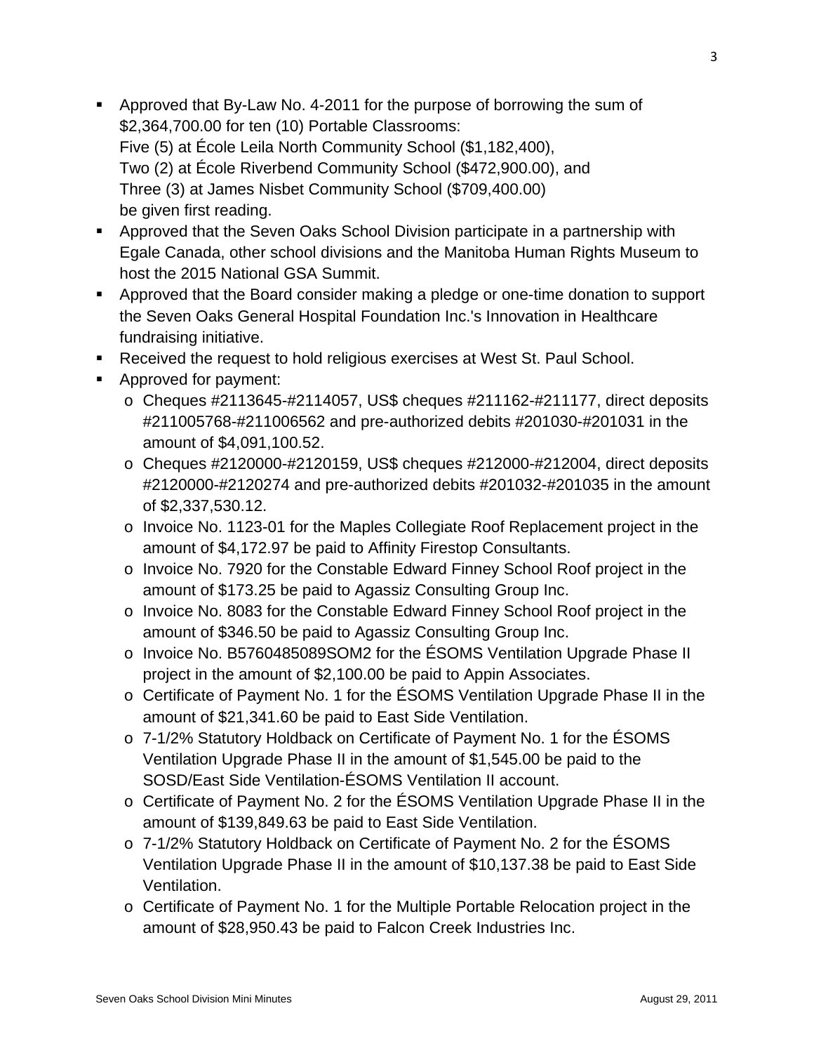- Approved that By-Law No. 4-2011 for the purpose of borrowing the sum of $2,364,700.00 for ten (10) Portable Classrooms:
  Five (5) at École Leila North Community School ($1,182,400),
  Two (2) at École Riverbend Community School ($472,900.00), and
  Three (3) at James Nisbet Community School ($709,400.00)
  be given first reading.
- Approved that the Seven Oaks School Division participate in a partnership with Egale Canada, other school divisions and the Manitoba Human Rights Museum to host the 2015 National GSA Summit.
- Approved that the Board consider making a pledge or one-time donation to support the Seven Oaks General Hospital Foundation Inc.'s Innovation in Healthcare fundraising initiative.
- Received the request to hold religious exercises at West St. Paul School.
- Approved for payment:
  - Cheques #2113645-#2114057, US$ cheques #211162-#211177, direct deposits #211005768-#211006562 and pre-authorized debits #201030-#201031 in the amount of $4,091,100.52.
  - Cheques #2120000-#2120159, US$ cheques #212000-#212004, direct deposits #2120000-#2120274 and pre-authorized debits #201032-#201035 in the amount of $2,337,530.12.
  - Invoice No. 1123-01 for the Maples Collegiate Roof Replacement project in the amount of $4,172.97 be paid to Affinity Firestop Consultants.
  - Invoice No. 7920 for the Constable Edward Finney School Roof project in the amount of $173.25 be paid to Agassiz Consulting Group Inc.
  - Invoice No. 8083 for the Constable Edward Finney School Roof project in the amount of $346.50 be paid to Agassiz Consulting Group Inc.
  - Invoice No. B5760485089SOM2 for the ÉSOMS Ventilation Upgrade Phase II project in the amount of $2,100.00 be paid to Appin Associates.
  - Certificate of Payment No. 1 for the ÉSOMS Ventilation Upgrade Phase II in the amount of $21,341.60 be paid to East Side Ventilation.
  - 7-1/2% Statutory Holdback on Certificate of Payment No. 1 for the ÉSOMS Ventilation Upgrade Phase II in the amount of $1,545.00 be paid to the SOSD/East Side Ventilation-ÉSOMS Ventilation II account.
  - Certificate of Payment No. 2 for the ÉSOMS Ventilation Upgrade Phase II in the amount of $139,849.63 be paid to East Side Ventilation.
  - 7-1/2% Statutory Holdback on Certificate of Payment No. 2 for the ÉSOMS Ventilation Upgrade Phase II in the amount of $10,137.38 be paid to East Side Ventilation.
  - Certificate of Payment No. 1 for the Multiple Portable Relocation project in the amount of $28,950.43 be paid to Falcon Creek Industries Inc.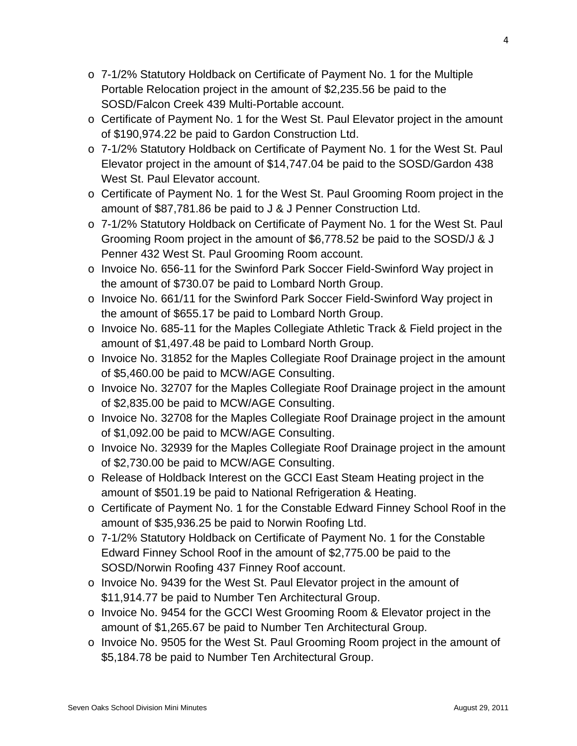- 7-1/2% Statutory Holdback on Certificate of Payment No. 1 for the Multiple Portable Relocation project in the amount of $2,235.56 be paid to the SOSD/Falcon Creek 439 Multi-Portable account.
- Certificate of Payment No. 1 for the West St. Paul Elevator project in the amount of $190,974.22 be paid to Gardon Construction Ltd.
- 7-1/2% Statutory Holdback on Certificate of Payment No. 1 for the West St. Paul Elevator project in the amount of $14,747.04 be paid to the SOSD/Gardon 438 West St. Paul Elevator account.
- Certificate of Payment No. 1 for the West St. Paul Grooming Room project in the amount of $87,781.86 be paid to J & J Penner Construction Ltd.
- 7-1/2% Statutory Holdback on Certificate of Payment No. 1 for the West St. Paul Grooming Room project in the amount of $6,778.52 be paid to the SOSD/J & J Penner 432 West St. Paul Grooming Room account.
- Invoice No. 656-11 for the Swinford Park Soccer Field-Swinford Way project in the amount of $730.07 be paid to Lombard North Group.
- Invoice No. 661/11 for the Swinford Park Soccer Field-Swinford Way project in the amount of $655.17 be paid to Lombard North Group.
- Invoice No. 685-11 for the Maples Collegiate Athletic Track & Field project in the amount of $1,497.48 be paid to Lombard North Group.
- Invoice No. 31852 for the Maples Collegiate Roof Drainage project in the amount of $5,460.00 be paid to MCW/AGE Consulting.
- Invoice No. 32707 for the Maples Collegiate Roof Drainage project in the amount of $2,835.00 be paid to MCW/AGE Consulting.
- Invoice No. 32708 for the Maples Collegiate Roof Drainage project in the amount of $1,092.00 be paid to MCW/AGE Consulting.
- Invoice No. 32939 for the Maples Collegiate Roof Drainage project in the amount of $2,730.00 be paid to MCW/AGE Consulting.
- Release of Holdback Interest on the GCCI East Steam Heating project in the amount of $501.19 be paid to National Refrigeration & Heating.
- Certificate of Payment No. 1 for the Constable Edward Finney School Roof in the amount of $35,936.25 be paid to Norwin Roofing Ltd.
- 7-1/2% Statutory Holdback on Certificate of Payment No. 1 for the Constable Edward Finney School Roof in the amount of $2,775.00 be paid to the SOSD/Norwin Roofing 437 Finney Roof account.
- Invoice No. 9439 for the West St. Paul Elevator project in the amount of $11,914.77 be paid to Number Ten Architectural Group.
- Invoice No. 9454 for the GCCI West Grooming Room & Elevator project in the amount of $1,265.67 be paid to Number Ten Architectural Group.
- Invoice No. 9505 for the West St. Paul Grooming Room project in the amount of $5,184.78 be paid to Number Ten Architectural Group.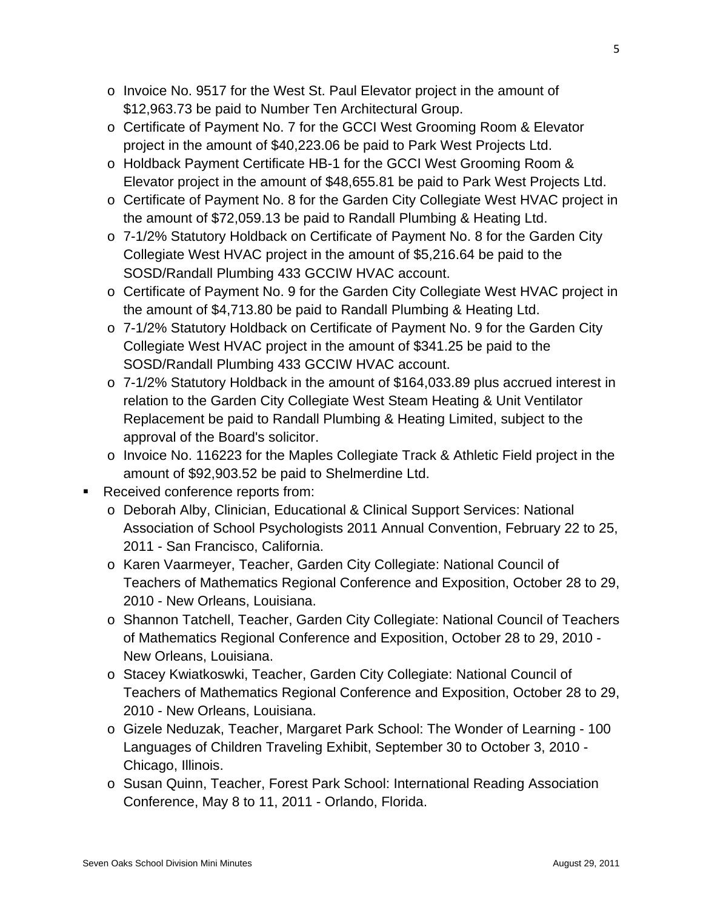- Invoice No. 9517 for the West St. Paul Elevator project in the amount of $12,963.73 be paid to Number Ten Architectural Group.
- Certificate of Payment No. 7 for the GCCI West Grooming Room & Elevator project in the amount of $40,223.06 be paid to Park West Projects Ltd.
- Holdback Payment Certificate HB-1 for the GCCI West Grooming Room & Elevator project in the amount of $48,655.81 be paid to Park West Projects Ltd.
- Certificate of Payment No. 8 for the Garden City Collegiate West HVAC project in the amount of $72,059.13 be paid to Randall Plumbing & Heating Ltd.
- 7-1/2% Statutory Holdback on Certificate of Payment No. 8 for the Garden City Collegiate West HVAC project in the amount of $5,216.64 be paid to the SOSD/Randall Plumbing 433 GCCIW HVAC account.
- Certificate of Payment No. 9 for the Garden City Collegiate West HVAC project in the amount of $4,713.80 be paid to Randall Plumbing & Heating Ltd.
- 7-1/2% Statutory Holdback on Certificate of Payment No. 9 for the Garden City Collegiate West HVAC project in the amount of $341.25 be paid to the SOSD/Randall Plumbing 433 GCCIW HVAC account.
- 7-1/2% Statutory Holdback in the amount of $164,033.89 plus accrued interest in relation to the Garden City Collegiate West Steam Heating & Unit Ventilator Replacement be paid to Randall Plumbing & Heating Limited, subject to the approval of the Board's solicitor.
- Invoice No. 116223 for the Maples Collegiate Track & Athletic Field project in the amount of $92,903.52 be paid to Shelmerdine Ltd.

- Received conference reports from:
  - Deborah Alby, Clinician, Educational & Clinical Support Services: National Association of School Psychologists 2011 Annual Convention, February 22 to 25, 2011 - San Francisco, California.
  - Karen Vaarmeyer, Teacher, Garden City Collegiate: National Council of Teachers of Mathematics Regional Conference and Exposition, October 28 to 29, 2010 - New Orleans, Louisiana.
  - Shannon Tatchell, Teacher, Garden City Collegiate: National Council of Teachers of Mathematics Regional Conference and Exposition, October 28 to 29, 2010 - New Orleans, Louisiana.
  - Stacey Kwiatkoswki, Teacher, Garden City Collegiate: National Council of Teachers of Mathematics Regional Conference and Exposition, October 28 to 29, 2010 - New Orleans, Louisiana.
  - Gizele Neduzak, Teacher, Margaret Park School: The Wonder of Learning - 100 Languages of Children Traveling Exhibit, September 30 to October 3, 2010 - Chicago, Illinois.
  - Susan Quinn, Teacher, Forest Park School: International Reading Association Conference, May 8 to 11, 2011 - Orlando, Florida.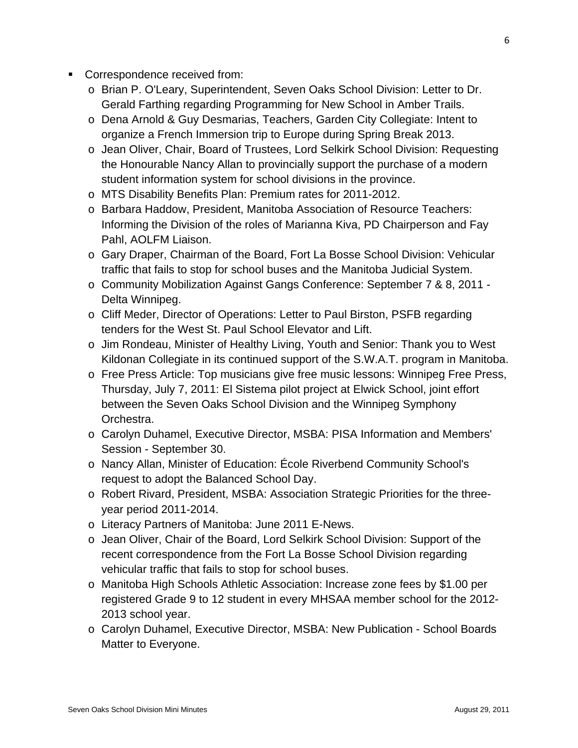- Correspondence received from:
  - Brian P. O'Leary, Superintendent, Seven Oaks School Division: Letter to Dr. Gerald Farthing regarding Programming for New School in Amber Trails.
  - Dena Arnold & Guy Desmarias, Teachers, Garden City Collegiate: Intent to organize a French Immersion trip to Europe during Spring Break 2013.
  - Jean Oliver, Chair, Board of Trustees, Lord Selkirk School Division: Requesting the Honourable Nancy Allan to provincially support the purchase of a modern student information system for school divisions in the province.
  - MTS Disability Benefits Plan: Premium rates for 2011-2012.
  - Barbara Haddow, President, Manitoba Association of Resource Teachers: Informing the Division of the roles of Marianna Kiva, PD Chairperson and Fay Pahl, AOLFM Liaison.
  - Gary Draper, Chairman of the Board, Fort La Bosse School Division: Vehicular traffic that fails to stop for school buses and the Manitoba Judicial System.
  - Community Mobilization Against Gangs Conference: September 7 & 8, 2011 - Delta Winnipeg.
  - Cliff Meder, Director of Operations: Letter to Paul Birston, PSFB regarding tenders for the West St. Paul School Elevator and Lift.
  - Jim Rondeau, Minister of Healthy Living, Youth and Senior: Thank you to West Kildonan Collegiate in its continued support of the S.W.A.T. program in Manitoba.
  - Free Press Article: Top musicians give free music lessons: Winnipeg Free Press, Thursday, July 7, 2011: El Sistema pilot project at Elwick School, joint effort between the Seven Oaks School Division and the Winnipeg Symphony Orchestra.
  - Carolyn Duhamel, Executive Director, MSBA: PISA Information and Members' Session - September 30.
  - Nancy Allan, Minister of Education: École Riverbend Community School's request to adopt the Balanced School Day.
  - Robert Rivard, President, MSBA: Association Strategic Priorities for the three-year period 2011-2014.
  - Literacy Partners of Manitoba: June 2011 E-News.
  - Jean Oliver, Chair of the Board, Lord Selkirk School Division: Support of the recent correspondence from the Fort La Bosse School Division regarding vehicular traffic that fails to stop for school buses.
  - Manitoba High Schools Athletic Association: Increase zone fees by $1.00 per registered Grade 9 to 12 student in every MHSAA member school for the 2012-2013 school year.
  - Carolyn Duhamel, Executive Director, MSBA: New Publication - School Boards Matter to Everyone.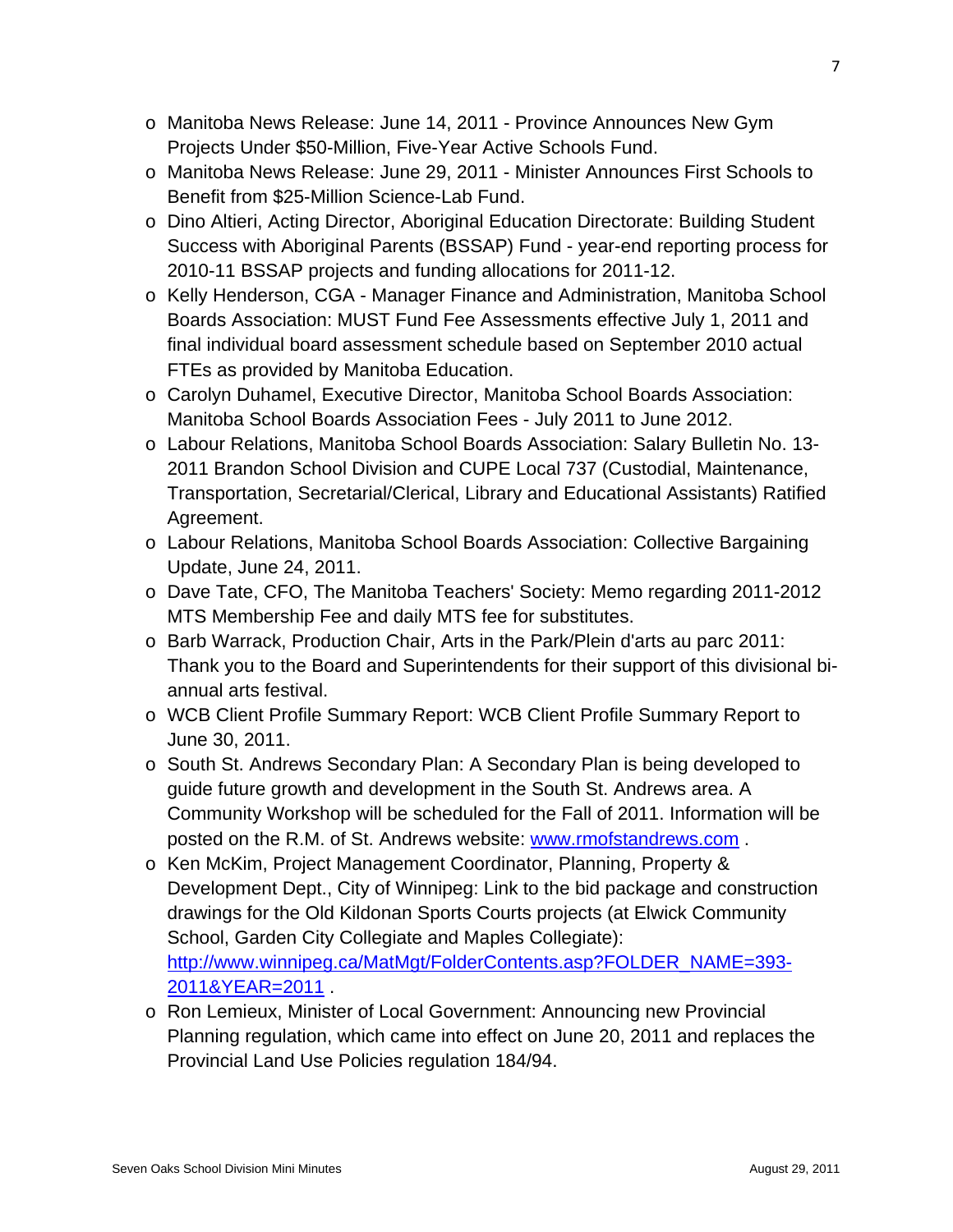- Manitoba News Release: June 14, 2011 - Province Announces New Gym Projects Under $50-Million, Five-Year Active Schools Fund.
- Manitoba News Release: June 29, 2011 - Minister Announces First Schools to Benefit from $25-Million Science-Lab Fund.
- Dino Altieri, Acting Director, Aboriginal Education Directorate: Building Student Success with Aboriginal Parents (BSSAP) Fund - year-end reporting process for 2010-11 BSSAP projects and funding allocations for 2011-12.
- Kelly Henderson, CGA - Manager Finance and Administration, Manitoba School Boards Association: MUST Fund Fee Assessments effective July 1, 2011 and final individual board assessment schedule based on September 2010 actual FTEs as provided by Manitoba Education.
- Carolyn Duhamel, Executive Director, Manitoba School Boards Association: Manitoba School Boards Association Fees - July 2011 to June 2012.
- Labour Relations, Manitoba School Boards Association: Salary Bulletin No. 13-2011 Brandon School Division and CUPE Local 737 (Custodial, Maintenance, Transportation, Secretarial/Clerical, Library and Educational Assistants) Ratified Agreement.
- Labour Relations, Manitoba School Boards Association: Collective Bargaining Update, June 24, 2011.
- Dave Tate, CFO, The Manitoba Teachers' Society: Memo regarding 2011-2012 MTS Membership Fee and daily MTS fee for substitutes.
- Barb Warrack, Production Chair, Arts in the Park/Plein d'arts au parc 2011: Thank you to the Board and Superintendents for their support of this divisional bi-annual arts festival.
- WCB Client Profile Summary Report: WCB Client Profile Summary Report to June 30, 2011.
- South St. Andrews Secondary Plan: A Secondary Plan is being developed to guide future growth and development in the South St. Andrews area. A Community Workshop will be scheduled for the Fall of 2011. Information will be posted on the R.M. of St. Andrews website: [www.rmofstandrews.com](http://www.rmofstandrews.com) .
- Ken McKim, Project Management Coordinator, Planning, Property & Development Dept., City of Winnipeg: Link to the bid package and construction drawings for the Old Kildonan Sports Courts projects (at Elwick Community School, Garden City Collegiate and Maples Collegiate): [http://www.winnipeg.ca/MatMgt/FolderContents.asp?FOLDER_NAME=393-2011&YEAR=2011](http://www.winnipeg.ca/MatMgt/FolderContents.asp?FOLDER_NAME=393-2011&YEAR=2011) .
- Ron Lemieux, Minister of Local Government: Announcing new Provincial Planning regulation, which came into effect on June 20, 2011 and replaces the Provincial Land Use Policies regulation 184/94.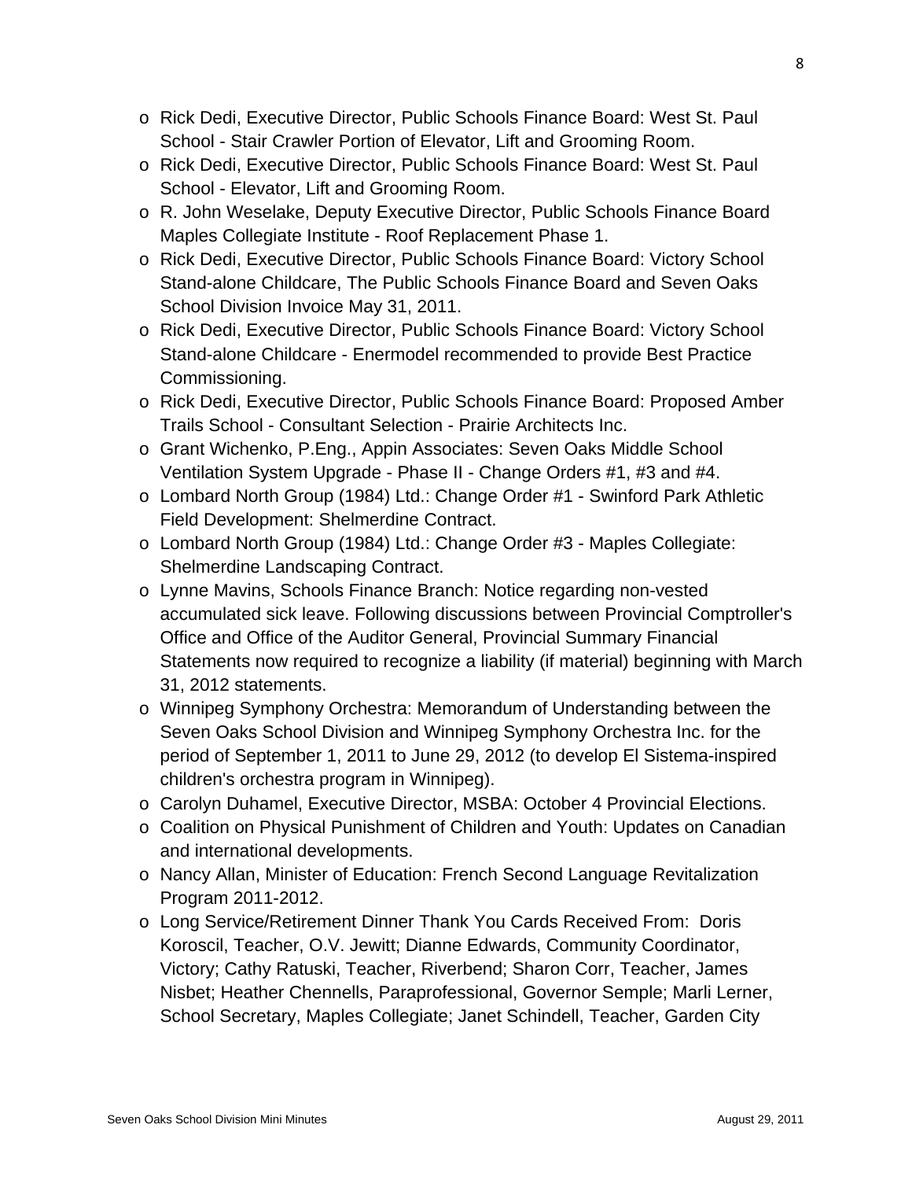- Rick Dedi, Executive Director, Public Schools Finance Board: West St. Paul School - Stair Crawler Portion of Elevator, Lift and Grooming Room.
- Rick Dedi, Executive Director, Public Schools Finance Board: West St. Paul School - Elevator, Lift and Grooming Room.
- R. John Weselake, Deputy Executive Director, Public Schools Finance Board Maples Collegiate Institute - Roof Replacement Phase 1.
- Rick Dedi, Executive Director, Public Schools Finance Board: Victory School Stand-alone Childcare, The Public Schools Finance Board and Seven Oaks School Division Invoice May 31, 2011.
- Rick Dedi, Executive Director, Public Schools Finance Board: Victory School Stand-alone Childcare - Enermodel recommended to provide Best Practice Commissioning.
- Rick Dedi, Executive Director, Public Schools Finance Board: Proposed Amber Trails School - Consultant Selection - Prairie Architects Inc.
- Grant Wichenko, P.Eng., Appin Associates: Seven Oaks Middle School Ventilation System Upgrade - Phase II - Change Orders #1, #3 and #4.
- Lombard North Group (1984) Ltd.: Change Order #1 - Swinford Park Athletic Field Development: Shelmerdine Contract.
- Lombard North Group (1984) Ltd.: Change Order #3 - Maples Collegiate: Shelmerdine Landscaping Contract.
- Lynne Mavins, Schools Finance Branch: Notice regarding non-vested accumulated sick leave. Following discussions between Provincial Comptroller's Office and Office of the Auditor General, Provincial Summary Financial Statements now required to recognize a liability (if material) beginning with March 31, 2012 statements.
- Winnipeg Symphony Orchestra: Memorandum of Understanding between the Seven Oaks School Division and Winnipeg Symphony Orchestra Inc. for the period of September 1, 2011 to June 29, 2012 (to develop El Sistema-inspired children's orchestra program in Winnipeg).
- Carolyn Duhamel, Executive Director, MSBA: October 4 Provincial Elections.
- Coalition on Physical Punishment of Children and Youth: Updates on Canadian and international developments.
- Nancy Allan, Minister of Education: French Second Language Revitalization Program 2011-2012.
- Long Service/Retirement Dinner Thank You Cards Received From: Doris Koroscil, Teacher, O.V. Jewitt; Dianne Edwards, Community Coordinator, Victory; Cathy Ratuski, Teacher, Riverbend; Sharon Corr, Teacher, James Nisbet; Heather Chennells, Paraprofessional, Governor Semple; Marli Lerner, School Secretary, Maples Collegiate; Janet Schindell, Teacher, Garden City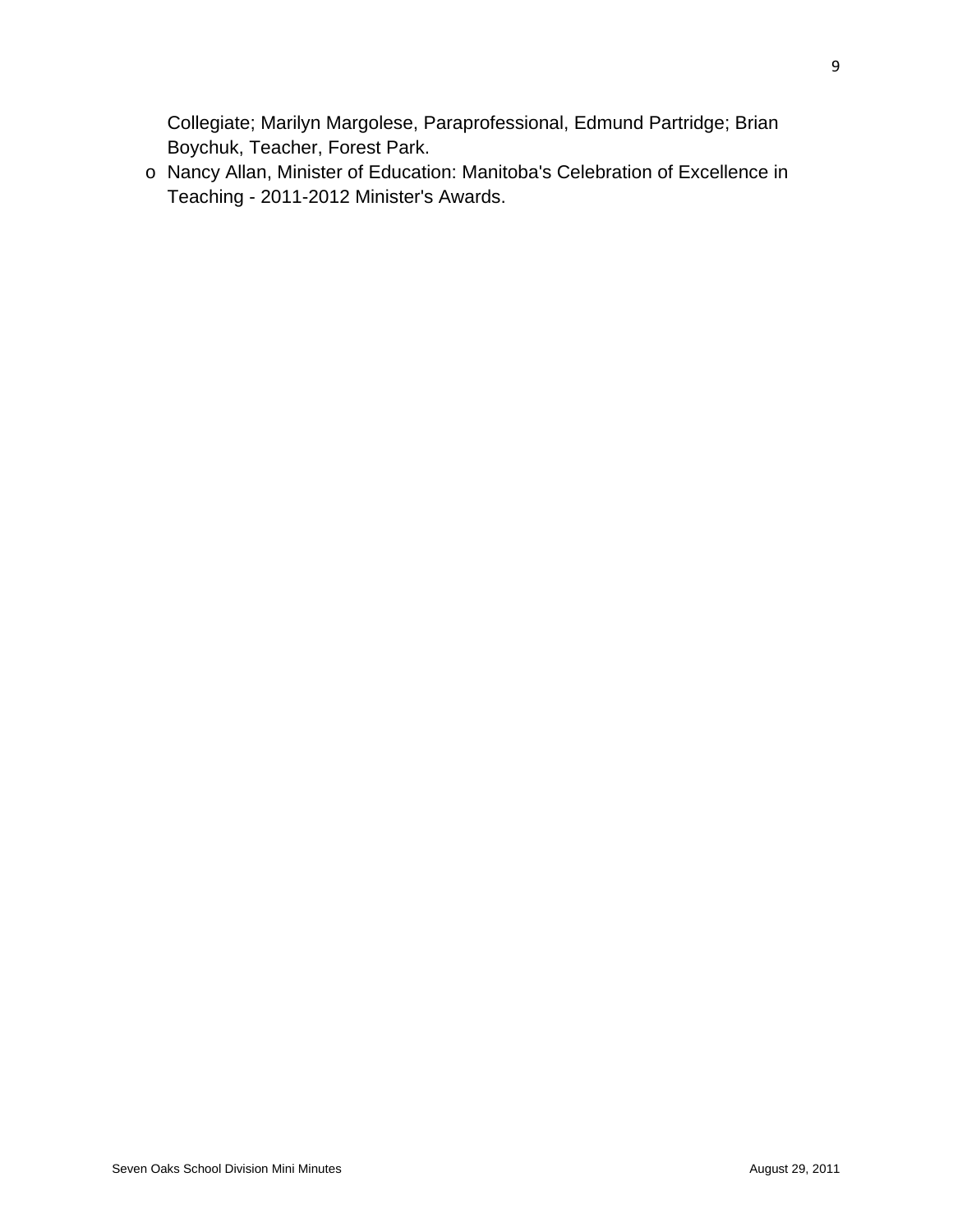Collegiate; Marilyn Margolese, Paraprofessional, Edmund Partridge; Brian Boychuk, Teacher, Forest Park.

- Nancy Allan, Minister of Education: Manitoba's Celebration of Excellence in Teaching - 2011-2012 Minister's Awards.